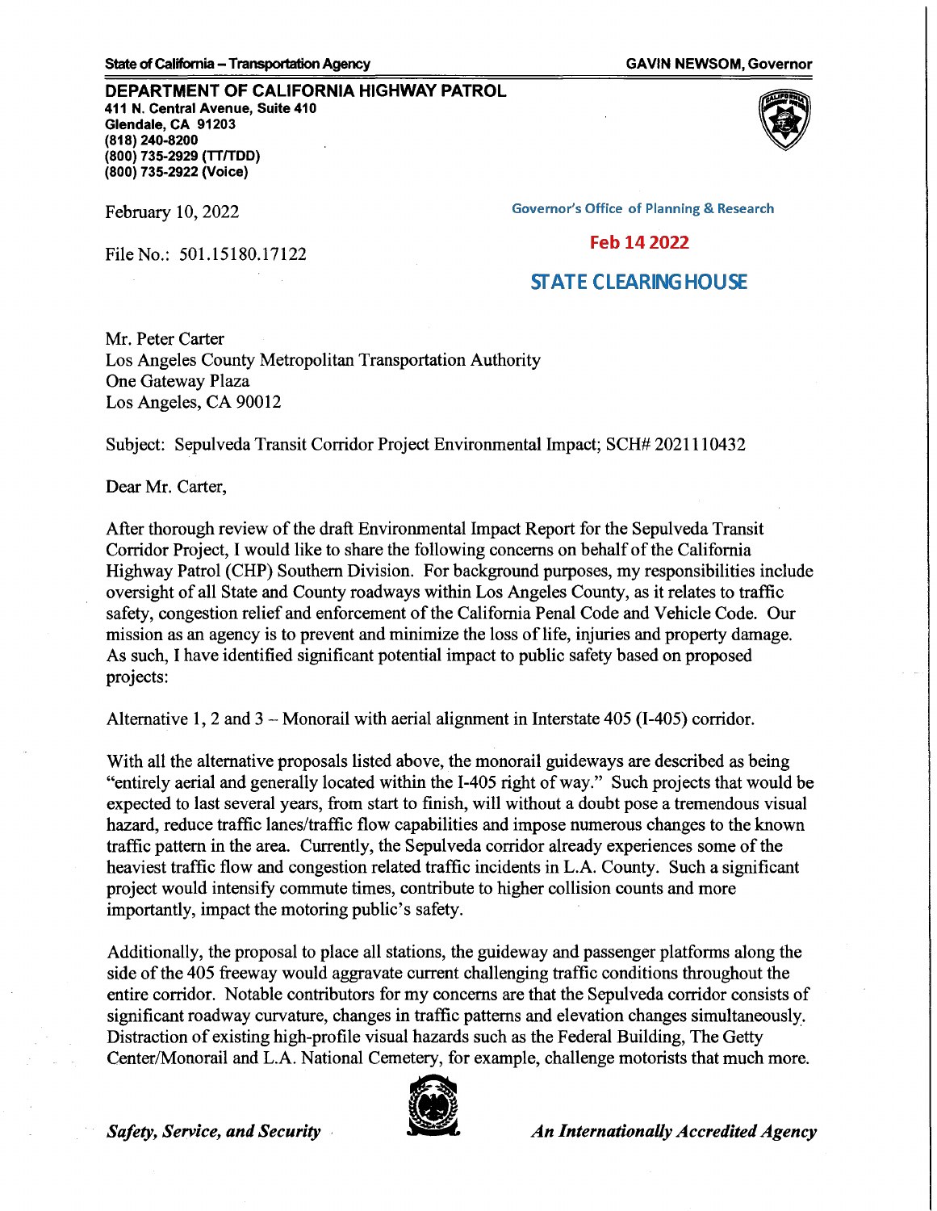State of California – Transportation Agency

GAVIN NEWSOM, Governor

**DEPARTMENT OF CALIFORNIA HIGHWAY PATROL**
**411 N. Central Avenue, Suite 410**
**Glendale, CA 91203**
**(818) 240-8200**
**(800) 735-2929 (TT/TDD)**
**(800) 735-2922 (Voice)**

February 10, 2022

Governor's Office of Planning & Research

**Feb 14 2022**

**STATE CLEARINGHOUSE**

File No.: 501.15180.17122

Mr. Peter Carter
Los Angeles County Metropolitan Transportation Authority
One Gateway Plaza
Los Angeles, CA 90012

Subject: Sepulveda Transit Corridor Project Environmental Impact; SCH# 2021110432

Dear Mr. Carter,

After thorough review of the draft Environmental Impact Report for the Sepulveda Transit Corridor Project, I would like to share the following concerns on behalf of the California Highway Patrol (CHP) Southern Division. For background purposes, my responsibilities include oversight of all State and County roadways within Los Angeles County, as it relates to traffic safety, congestion relief and enforcement of the California Penal Code and Vehicle Code. Our mission as an agency is to prevent and minimize the loss of life, injuries and property damage. As such, I have identified significant potential impact to public safety based on proposed projects:

Alternative 1, 2 and 3 – Monorail with aerial alignment in Interstate 405 (I-405) corridor.

With all the alternative proposals listed above, the monorail guideways are described as being "entirely aerial and generally located within the I-405 right of way." Such projects that would be expected to last several years, from start to finish, will without a doubt pose a tremendous visual hazard, reduce traffic lanes/traffic flow capabilities and impose numerous changes to the known traffic pattern in the area. Currently, the Sepulveda corridor already experiences some of the heaviest traffic flow and congestion related traffic incidents in L.A. County. Such a significant project would intensify commute times, contribute to higher collision counts and more importantly, impact the motoring public's safety.

Additionally, the proposal to place all stations, the guideway and passenger platforms along the side of the 405 freeway would aggravate current challenging traffic conditions throughout the entire corridor. Notable contributors for my concerns are that the Sepulveda corridor consists of significant roadway curvature, changes in traffic patterns and elevation changes simultaneously. Distraction of existing high-profile visual hazards such as the Federal Building, The Getty Center/Monorail and L.A. National Cemetery, for example, challenge motorists that much more.

*Safety, Service, and Security*

*An Internationally Accredited Agency*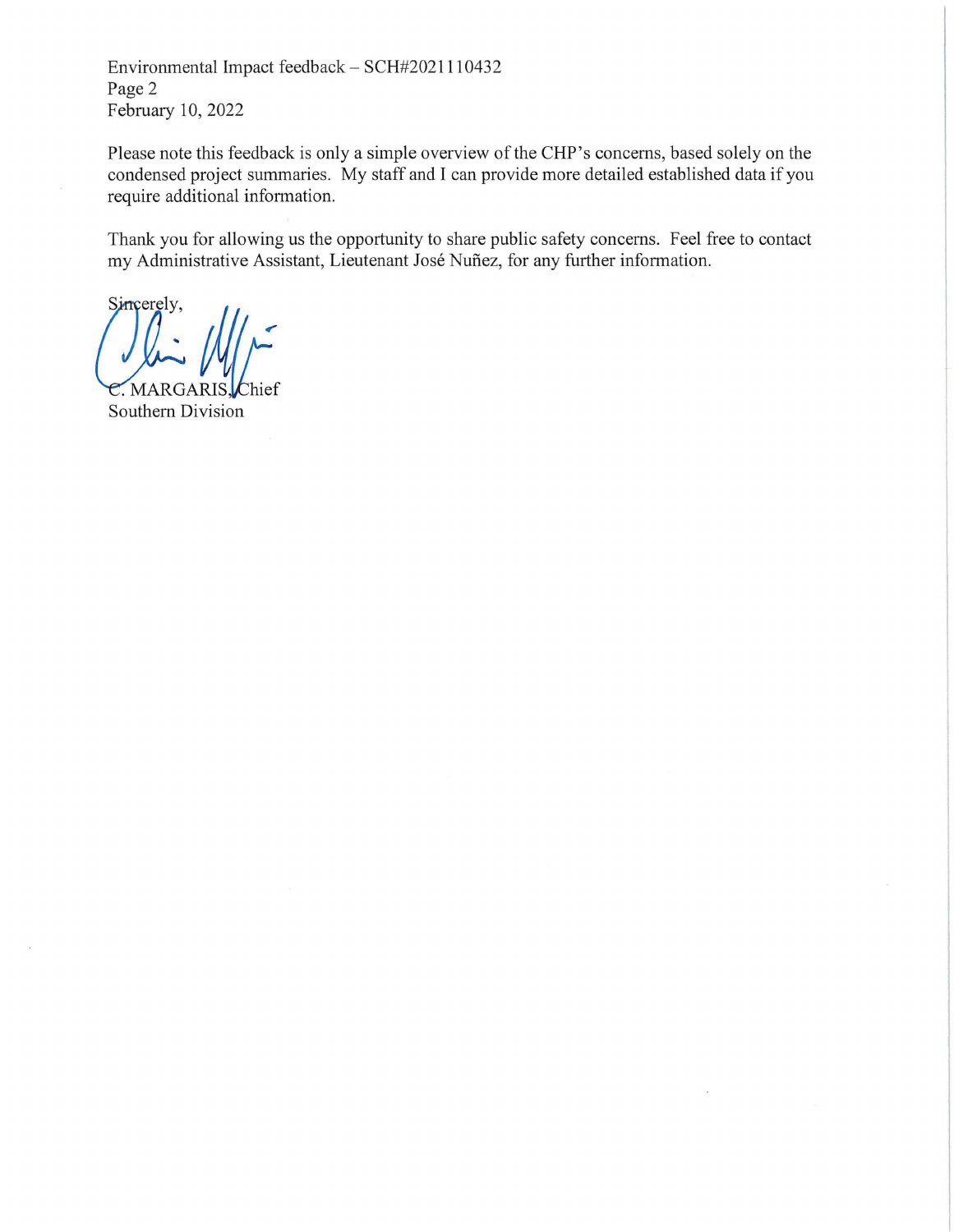Please note this feedback is only a simple overview of the CHP's concerns, based solely on the condensed project summaries. My staff and I can provide more detailed established data if you require additional information.

Thank you for allowing us the opportunity to share public safety concerns. Feel free to contact my Administrative Assistant, Lieutenant José Nuñez, for any further information.

Sincerely,

C. MARGARIS, Chief
Southern Division